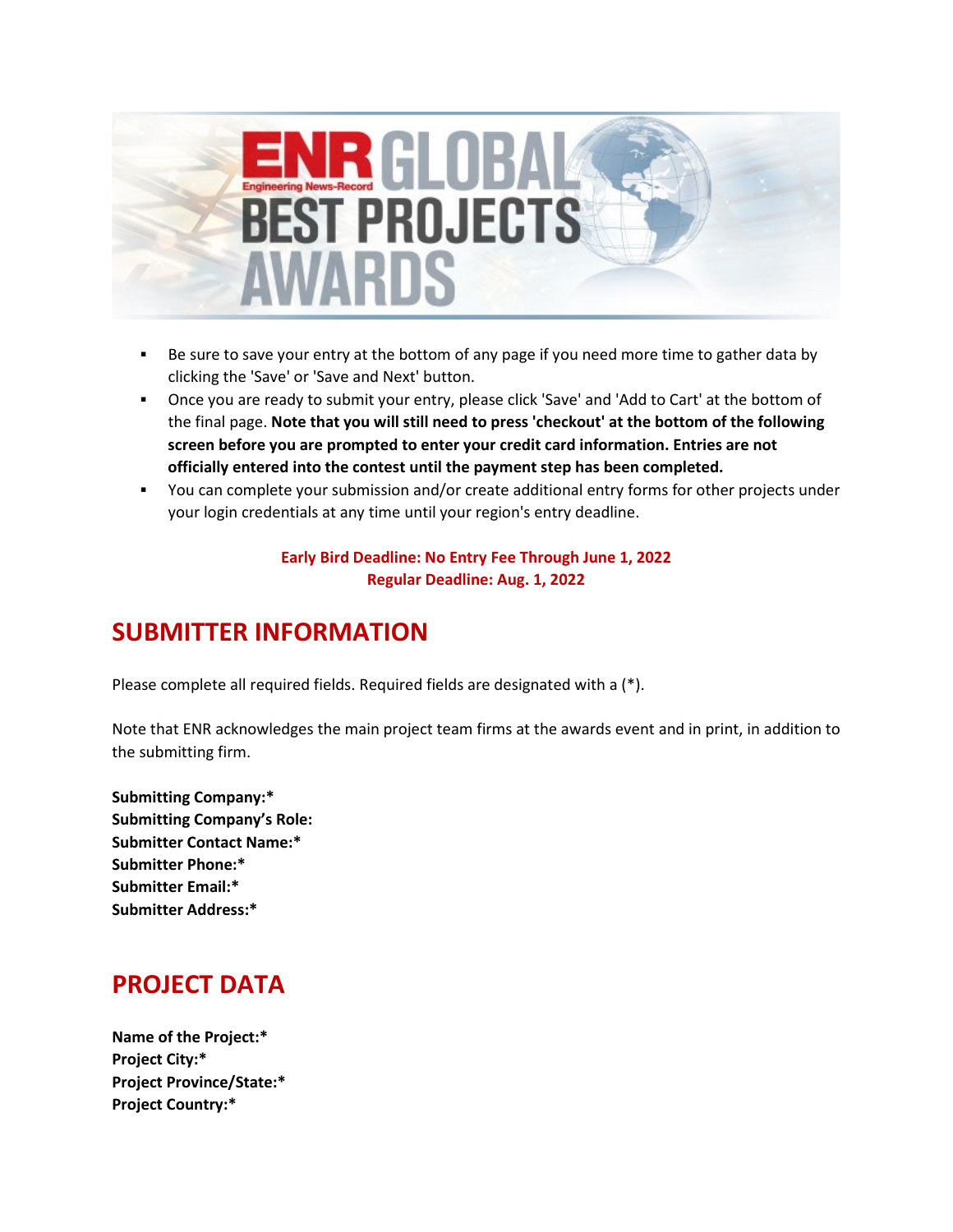# ENR GLOBAL BEST PROJECTS AWARDS

- Be sure to save your entry at the bottom of any page if you need more time to gather data by clicking the 'Save' or 'Save and Next' button.
- Once you are ready to submit your entry, please click 'Save' and 'Add to Cart' at the bottom of the final page. **Note that you will still need to press 'checkout' at the bottom of the following screen before you are prompted to enter your credit card information. Entries are not officially entered into the contest until the payment step has been completed.**
- You can complete your submission and/or create additional entry forms for other projects under your login credentials at any time until your region's entry deadline.

**Early Bird Deadline: No Entry Fee Through June 1, 2022**
**Regular Deadline: Aug. 1, 2022**

## SUBMITTER INFORMATION

Please complete all required fields. Required fields are designated with a (*).

Note that ENR acknowledges the main project team firms at the awards event and in print, in addition to the submitting firm.

**Submitting Company:***
**Submitting Company's Role:**
**Submitter Contact Name:***
**Submitter Phone:***
**Submitter Email:***
**Submitter Address:***

## PROJECT DATA

**Name of the Project:***
**Project City:***
**Project Province/State:***
**Project Country:***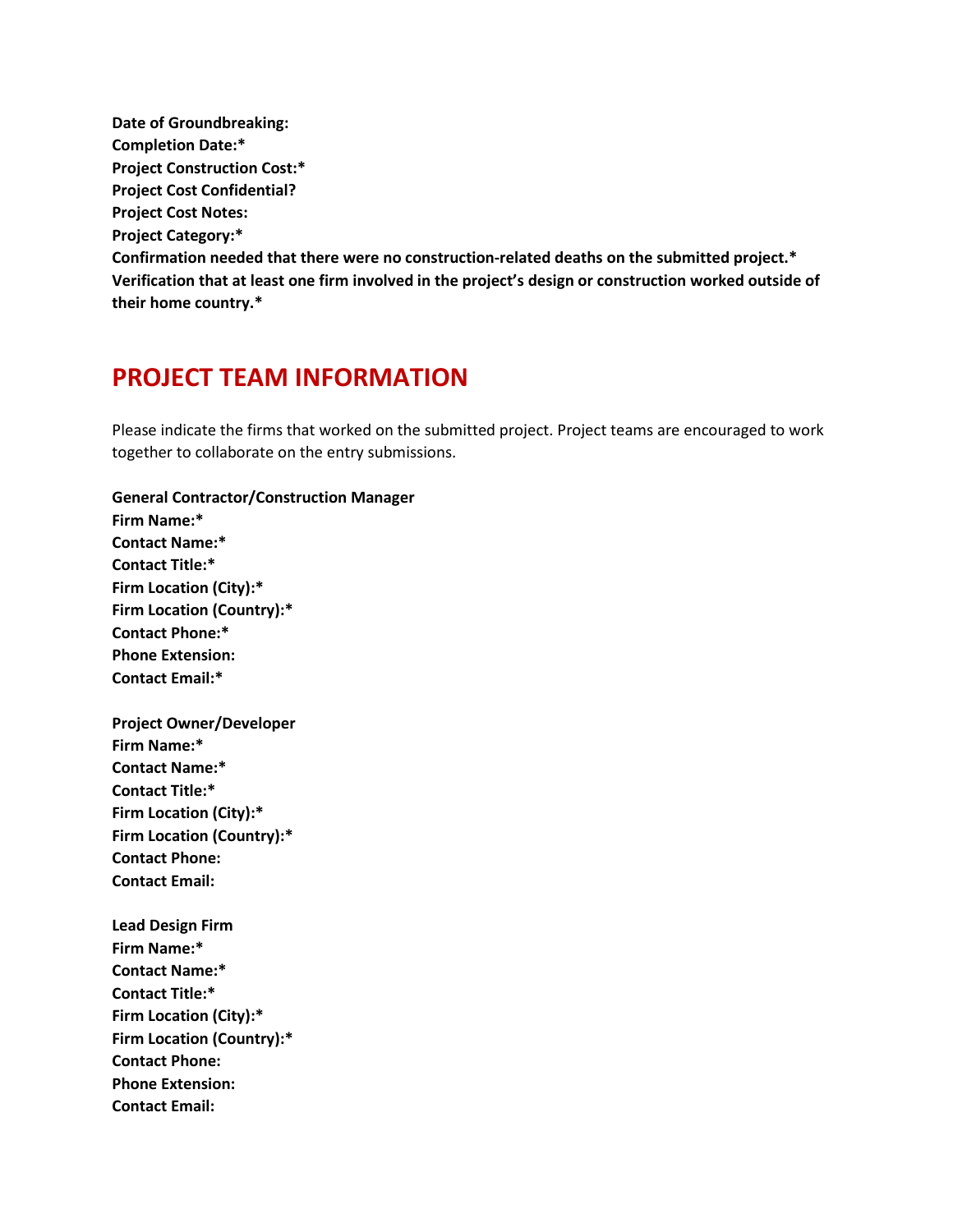**Date of Groundbreaking:**
**Completion Date:***
**Project Construction Cost:***
**Project Cost Confidential?**
**Project Cost Notes:**
**Project Category:***
**Confirmation needed that there were no construction-related deaths on the submitted project.***
**Verification that at least one firm involved in the project's design or construction worked outside of their home country.***

## PROJECT TEAM INFORMATION

Please indicate the firms that worked on the submitted project. Project teams are encouraged to work together to collaborate on the entry submissions.

**General Contractor/Construction Manager**
**Firm Name:***
**Contact Name:***
**Contact Title:***
**Firm Location (City):***
**Firm Location (Country):***
**Contact Phone:***
**Phone Extension:**
**Contact Email:***

**Project Owner/Developer**
**Firm Name:***
**Contact Name:***
**Contact Title:***
**Firm Location (City):***
**Firm Location (Country):***
**Contact Phone:**
**Contact Email:**

**Lead Design Firm**
**Firm Name:***
**Contact Name:***
**Contact Title:***
**Firm Location (City):***
**Firm Location (Country):***
**Contact Phone:**
**Phone Extension:**
**Contact Email:**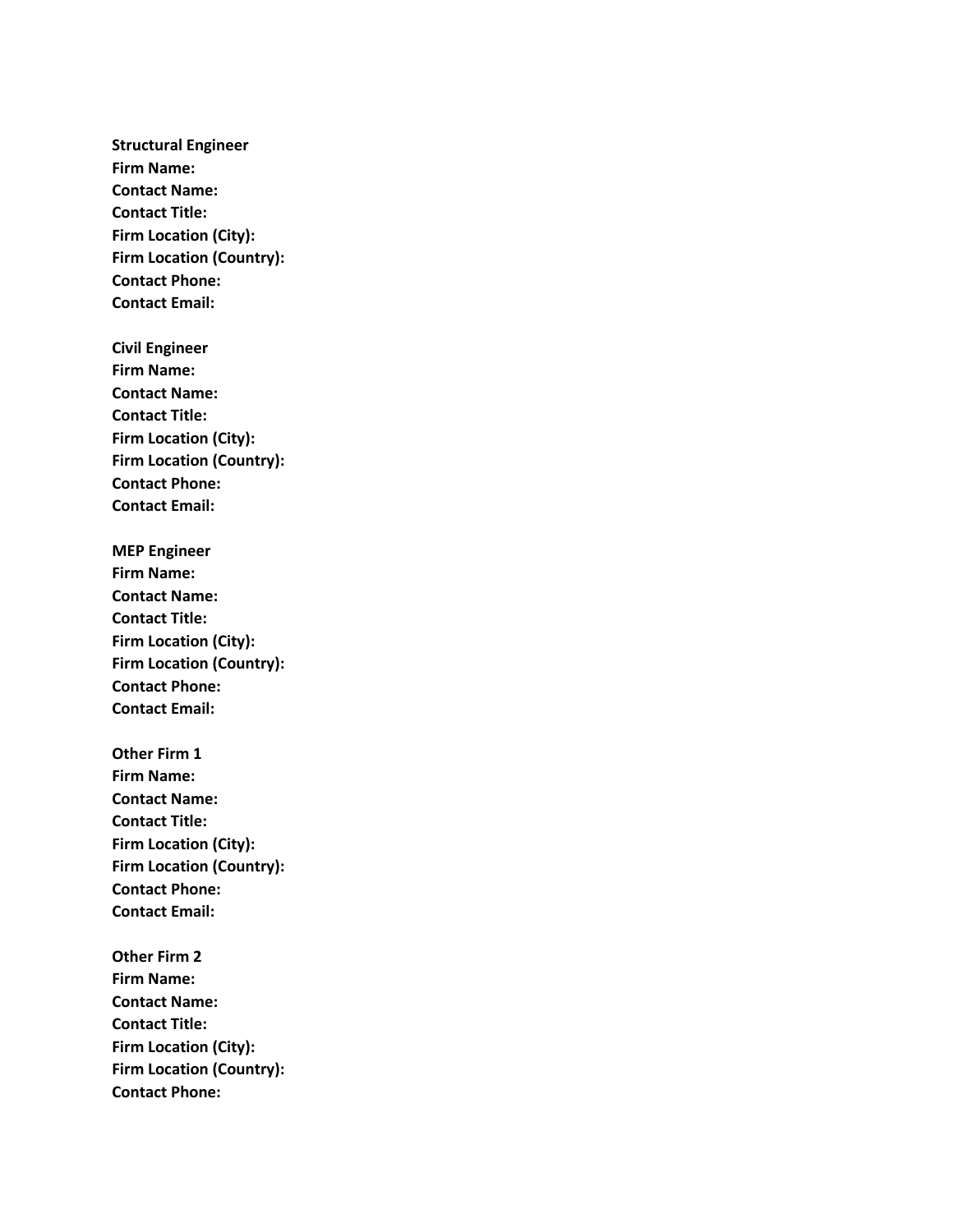**Structural Engineer**
**Firm Name:**
**Contact Name:**
**Contact Title:**
**Firm Location (City):**
**Firm Location (Country):**
**Contact Phone:**
**Contact Email:**

**Civil Engineer**
**Firm Name:**
**Contact Name:**
**Contact Title:**
**Firm Location (City):**
**Firm Location (Country):**
**Contact Phone:**
**Contact Email:**

**MEP Engineer**
**Firm Name:**
**Contact Name:**
**Contact Title:**
**Firm Location (City):**
**Firm Location (Country):**
**Contact Phone:**
**Contact Email:**

**Other Firm 1**
**Firm Name:**
**Contact Name:**
**Contact Title:**
**Firm Location (City):**
**Firm Location (Country):**
**Contact Phone:**
**Contact Email:**

**Other Firm 2**
**Firm Name:**
**Contact Name:**
**Contact Title:**
**Firm Location (City):**
**Firm Location (Country):**
**Contact Phone:**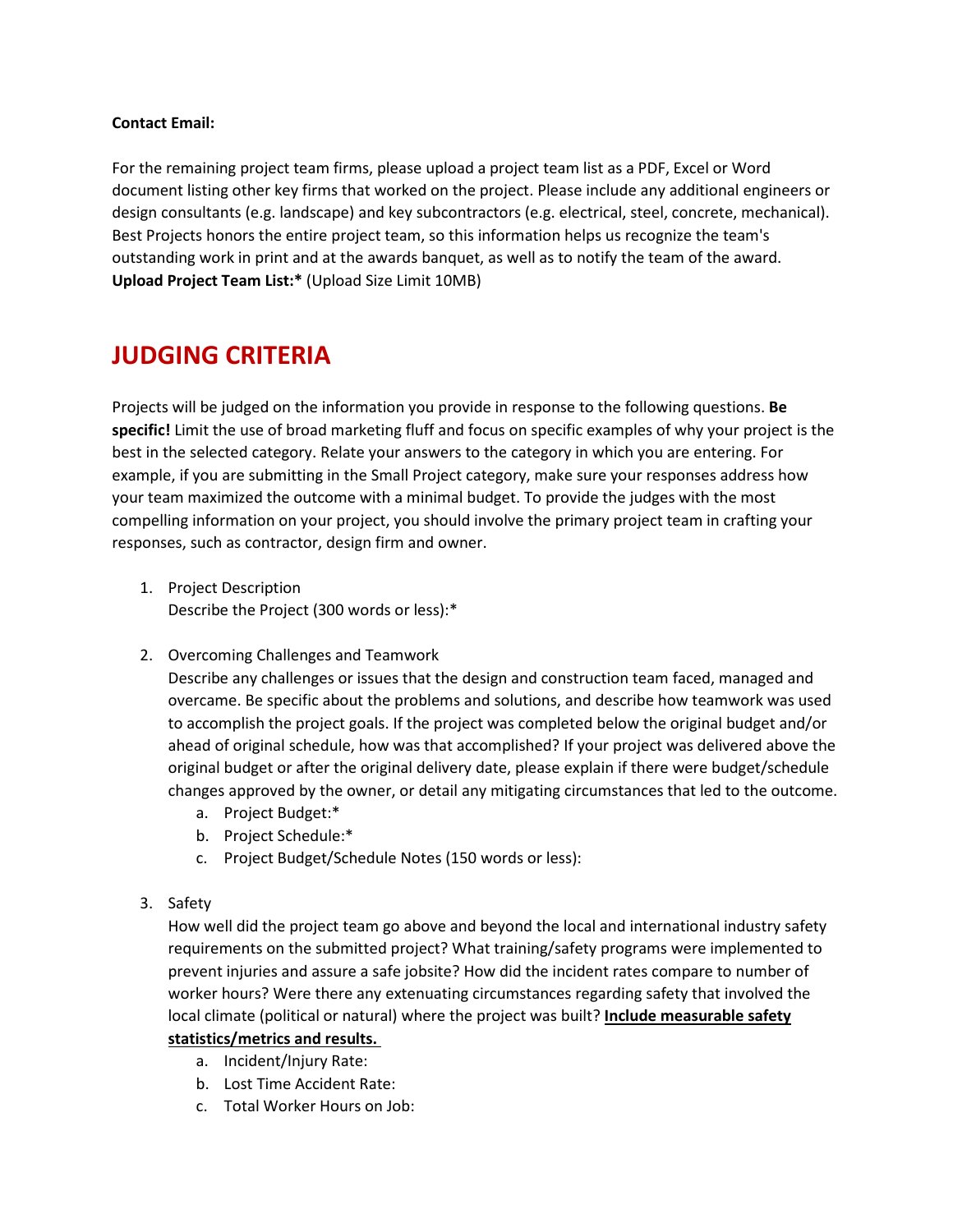**Contact Email:**

For the remaining project team firms, please upload a project team list as a PDF, Excel or Word document listing other key firms that worked on the project. Please include any additional engineers or design consultants (e.g. landscape) and key subcontractors (e.g. electrical, steel, concrete, mechanical). Best Projects honors the entire project team, so this information helps us recognize the team's outstanding work in print and at the awards banquet, as well as to notify the team of the award.
**Upload Project Team List:*** (Upload Size Limit 10MB)

## JUDGING CRITERIA

Projects will be judged on the information you provide in response to the following questions. **Be specific!** Limit the use of broad marketing fluff and focus on specific examples of why your project is the best in the selected category. Relate your answers to the category in which you are entering. For example, if you are submitting in the Small Project category, make sure your responses address how your team maximized the outcome with a minimal budget. To provide the judges with the most compelling information on your project, you should involve the primary project team in crafting your responses, such as contractor, design firm and owner.

1. Project Description
   Describe the Project (300 words or less):*

2. Overcoming Challenges and Teamwork
   Describe any challenges or issues that the design and construction team faced, managed and overcame. Be specific about the problems and solutions, and describe how teamwork was used to accomplish the project goals. If the project was completed below the original budget and/or ahead of original schedule, how was that accomplished? If your project was delivered above the original budget or after the original delivery date, please explain if there were budget/schedule changes approved by the owner, or detail any mitigating circumstances that led to the outcome.
   a. Project Budget:*
   b. Project Schedule:*
   c. Project Budget/Schedule Notes (150 words or less):

3. Safety
   How well did the project team go above and beyond the local and international industry safety requirements on the submitted project? What training/safety programs were implemented to prevent injuries and assure a safe jobsite? How did the incident rates compare to number of worker hours? Were there any extenuating circumstances regarding safety that involved the local climate (political or natural) where the project was built? **Include measurable safety statistics/metrics and results.**
   a. Incident/Injury Rate:
   b. Lost Time Accident Rate:
   c. Total Worker Hours on Job: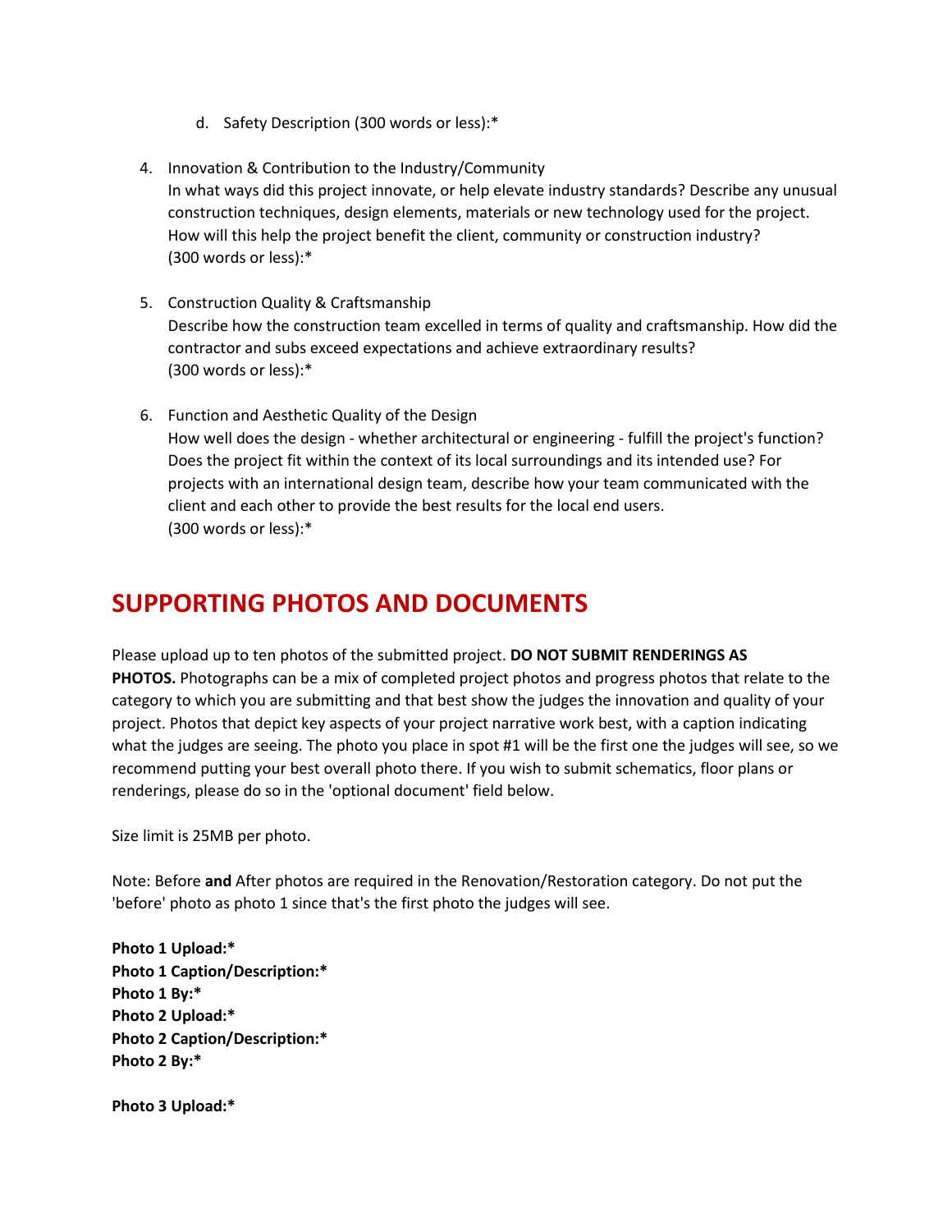d. Safety Description (300 words or less):*

4. Innovation & Contribution to the Industry/Community
   In what ways did this project innovate, or help elevate industry standards? Describe any unusual construction techniques, design elements, materials or new technology used for the project. How will this help the project benefit the client, community or construction industry?
   (300 words or less):*

5. Construction Quality & Craftsmanship
   Describe how the construction team excelled in terms of quality and craftsmanship. How did the contractor and subs exceed expectations and achieve extraordinary results?
   (300 words or less):*

6. Function and Aesthetic Quality of the Design
   How well does the design - whether architectural or engineering - fulfill the project's function? Does the project fit within the context of its local surroundings and its intended use? For projects with an international design team, describe how your team communicated with the client and each other to provide the best results for the local end users.
   (300 words or less):*

## SUPPORTING PHOTOS AND DOCUMENTS

Please upload up to ten photos of the submitted project. **DO NOT SUBMIT RENDERINGS AS PHOTOS.** Photographs can be a mix of completed project photos and progress photos that relate to the category to which you are submitting and that best show the judges the innovation and quality of your project. Photos that depict key aspects of your project narrative work best, with a caption indicating what the judges are seeing. The photo you place in spot #1 will be the first one the judges will see, so we recommend putting your best overall photo there. If you wish to submit schematics, floor plans or renderings, please do so in the 'optional document' field below.

Size limit is 25MB per photo.

Note: Before **and** After photos are required in the Renovation/Restoration category. Do not put the 'before' photo as photo 1 since that's the first photo the judges will see.

**Photo 1 Upload:***
**Photo 1 Caption/Description:***
**Photo 1 By:***
**Photo 2 Upload:***
**Photo 2 Caption/Description:***
**Photo 2 By:***

**Photo 3 Upload:***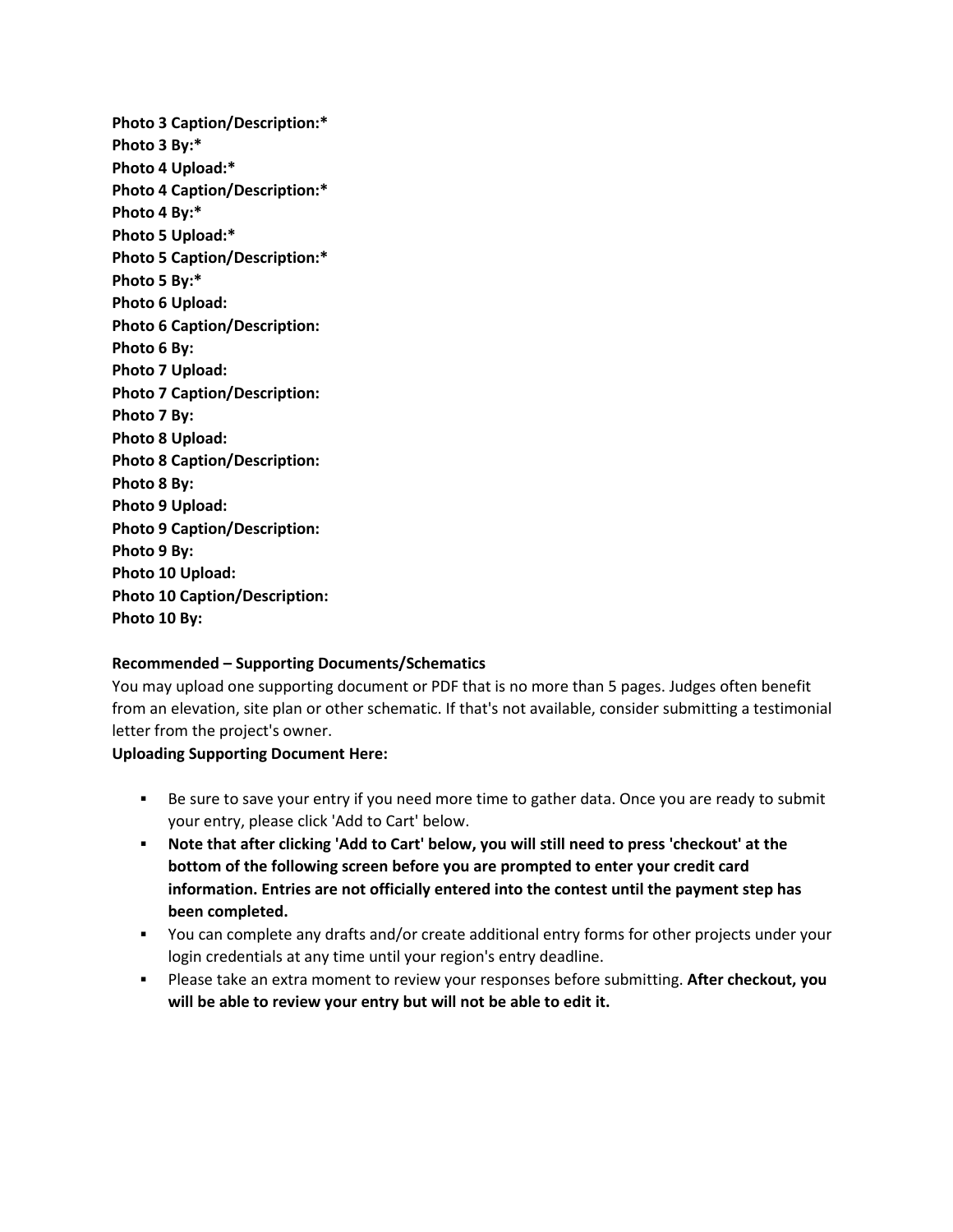**Photo 3 Caption/Description:***
**Photo 3 By:***
**Photo 4 Upload:***
**Photo 4 Caption/Description:***
**Photo 4 By:***
**Photo 5 Upload:***
**Photo 5 Caption/Description:***
**Photo 5 By:***
**Photo 6 Upload:**
**Photo 6 Caption/Description:**
**Photo 6 By:**
**Photo 7 Upload:**
**Photo 7 Caption/Description:**
**Photo 7 By:**
**Photo 8 Upload:**
**Photo 8 Caption/Description:**
**Photo 8 By:**
**Photo 9 Upload:**
**Photo 9 Caption/Description:**
**Photo 9 By:**
**Photo 10 Upload:**
**Photo 10 Caption/Description:**
**Photo 10 By:**

**Recommended – Supporting Documents/Schematics**

You may upload one supporting document or PDF that is no more than 5 pages. Judges often benefit from an elevation, site plan or other schematic. If that's not available, consider submitting a testimonial letter from the project's owner.

**Uploading Supporting Document Here:**

- Be sure to save your entry if you need more time to gather data. Once you are ready to submit your entry, please click 'Add to Cart' below.
- **Note that after clicking 'Add to Cart' below, you will still need to press 'checkout' at the bottom of the following screen before you are prompted to enter your credit card information. Entries are not officially entered into the contest until the payment step has been completed.**
- You can complete any drafts and/or create additional entry forms for other projects under your login credentials at any time until your region's entry deadline.
- Please take an extra moment to review your responses before submitting. **After checkout, you will be able to review your entry but will not be able to edit it.**